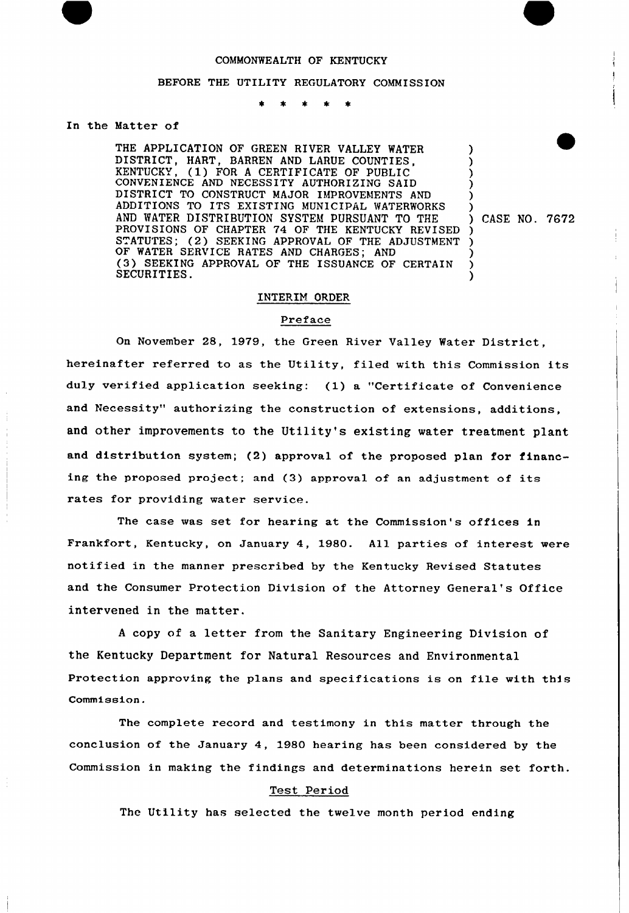COMMONWEALTH OF KENTUCKY

BEFORE THE UTILITY REGULATORY COMMISSION

\* \* \* \* \*

In the Matter of

| | |
|---|---|
| THE APPLICATION OF GREEN RIVER VALLEY WATER DISTRICT, HART, BARREN AND LARUE COUNTIES, KENTUCKY, (1) FOR A CERTIFICATE OF PUBLIC CONVENIENCE AND NECESSITY AUTHORIZING SAID DISTRICT TO CONSTRUCT MAJOR IMPROVEMENTS AND ADDITIONS TO ITS EXISTING MUNICIPAL WATERWORKS AND WATER DISTRIBUTION SYSTEM PURSUANT TO THE PROVISIONS OF CHAPTER 74 OF THE KENTUCKY REVISED STATUTES; (2) SEEKING APPROVAL OF THE ADJUSTMENT OF WATER SERVICE RATES AND CHARGES; AND (3) SEEKING APPROVAL OF THE ISSUANCE OF CERTAIN SECURITIES. | CASE NO. 7672 |

## INTERIM ORDER

### Preface

On November 28, 1979, the Green River Valley Water District, hereinafter referred to as the Utility, filed with this Commission its duly verified application seeking: (1) a "Certificate of Convenience and Necessity" authorizing the construction of extensions, additions, and other improvements to the Utility's existing water treatment plant and distribution system; (2) approval of the proposed plan for financing the proposed project; and (3) approval of an adjustment of its rates for providing water service.

The case was set for hearing at the Commission's offices in Frankfort, Kentucky, on January 4, 1980. All parties of interest were notified in the manner prescribed by the Kentucky Revised Statutes and the Consumer Protection Division of the Attorney General's Office intervened in the matter.

A copy of a letter from the Sanitary Engineering Division of the Kentucky Department for Natural Resources and Environmental Protection approving the plans and specifications is on file with this Commission.

The complete record and testimony in this matter through the conclusion of the January 4, 1980 hearing has been considered by the Commission in making the findings and determinations herein set forth.

### Test Period

The Utility has selected the twelve month period ending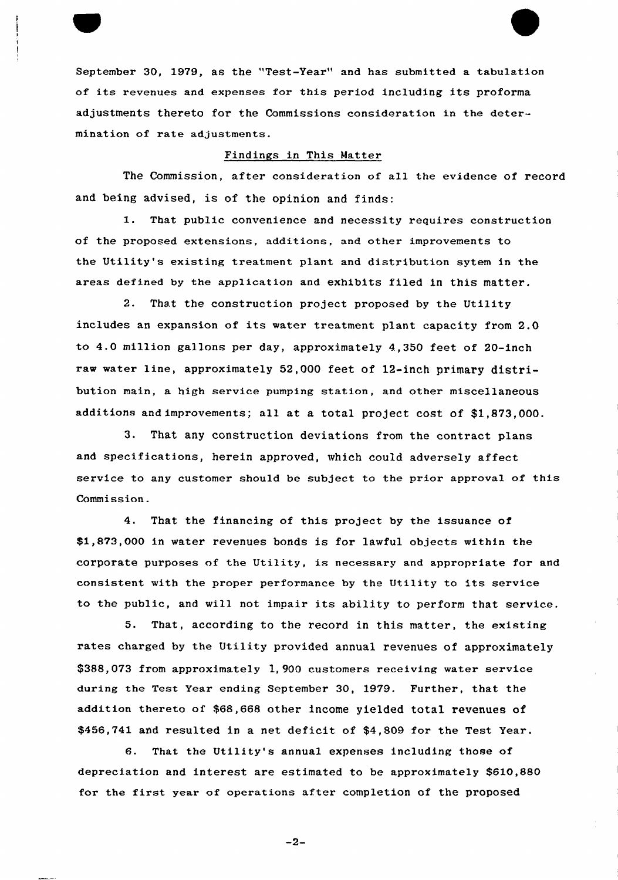September 30, 1979, as the "Test-Year" and has submitted a tabulation of its revenues and expenses for this period including its proforma adjustments thereto for the Commissions consideration in the determination of rate adjustments.

## Findings in This Matter

The Commission, after consideration of all the evidence of record and being advised, is of the opinion and finds:

1. That public convenience and necessity requires construction of the proposed extensions, additions, and other improvements to the Utility's existing treatment plant and distribution sytem in the areas defined by the application and exhibits filed in this matter.

2. That the construction project proposed by the Utility includes an expansion of its water treatment plant capacity from 2.0 to 4.0 million gallons per day, approximately 4,350 feet of 20-inch raw water line, approximately 52,000 feet of 12-inch primary distribution main, a high service pumping station, and other miscellaneous additions and improvements; all at a total project cost of $1,873,000.

3. That any construction deviations from the contract plans and specifications, herein approved, which could adversely affect service to any customer should be subject to the prior approval of this Commission.

4. That the financing of this project by the issuance of $1,873,000 in water revenues bonds is for lawful objects within the corporate purposes of the Utility, is necessary and appropriate for and consistent with the proper performance by the Utility to its service to the public, and will not impair its ability to perform that service.

5. That, according to the record in this matter, the existing rates charged by the Utility provided annual revenues of approximately $388,073 from approximately 1,900 customers receiving water service during the Test Year ending September 30, 1979. Further, that the addition thereto of $68,668 other income yielded total revenues of $456,741 and resulted in a net deficit of $4,809 for the Test Year.

6. That the Utility's annual expenses including those of depreciation and interest are estimated to be approximately $610,880 for the first year of operations after completion of the proposed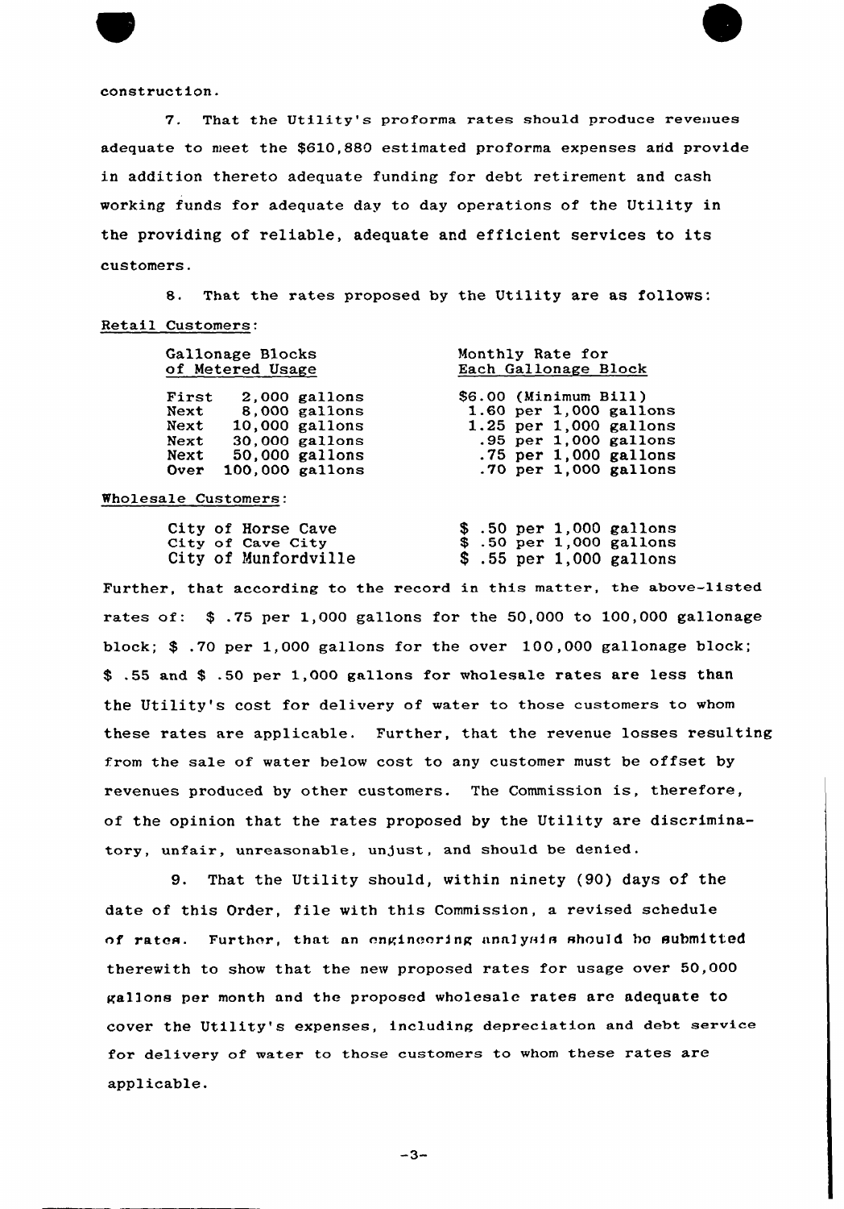construction.

7. That the Utility's proforma rates should produce revenues adequate to meet the $610,880 estimated proforma expenses and provide in addition thereto adequate funding for debt retirement and cash working funds for adequate day to day operations of the Utility in the providing of reliable, adequate and efficient services to its customers.

8. That the rates proposed by the Utility are as follows:

Retail Customers:

| Gallonage Blocks of Metered Usage | Monthly Rate for Each Gallonage Block |
|---|---|
| First 2,000 gallons | $6.00 (Minimum Bill) |
| Next 8,000 gallons | 1.60 per 1,000 gallons |
| Next 10,000 gallons | 1.25 per 1,000 gallons |
| Next 30,000 gallons | .95 per 1,000 gallons |
| Next 50,000 gallons | .75 per 1,000 gallons |
| Over 100,000 gallons | .70 per 1,000 gallons |

Wholesale Customers:

| | |
|---|---|
| City of Horse Cave | $ .50 per 1,000 gallons |
| City of Cave City | $ .50 per 1,000 gallons |
| City of Munfordville | $ .55 per 1,000 gallons |

Further, that according to the record in this matter, the above-listed rates of: $ .75 per 1,000 gallons for the 50,000 to 100,000 gallonage block; $ .70 per 1,000 gallons for the over 100,000 gallonage block; $ .55 and $ .50 per 1,000 gallons for wholesale rates are less than the Utility's cost for delivery of water to those customers to whom these rates are applicable. Further, that the revenue losses resulting from the sale of water below cost to any customer must be offset by revenues produced by other customers. The Commission is, therefore, of the opinion that the rates proposed by the Utility are discriminatory, unfair, unreasonable, unjust, and should be denied.

9. That the Utility should, within ninety (90) days of the date of this Order, file with this Commission, a revised schedule of rates. Further, that an engineering analysis should be submitted therewith to show that the new proposed rates for usage over 50,000 gallons per month and the proposed wholesale rates are adequate to cover the Utility's expenses, including depreciation and debt service for delivery of water to those customers to whom these rates are applicable.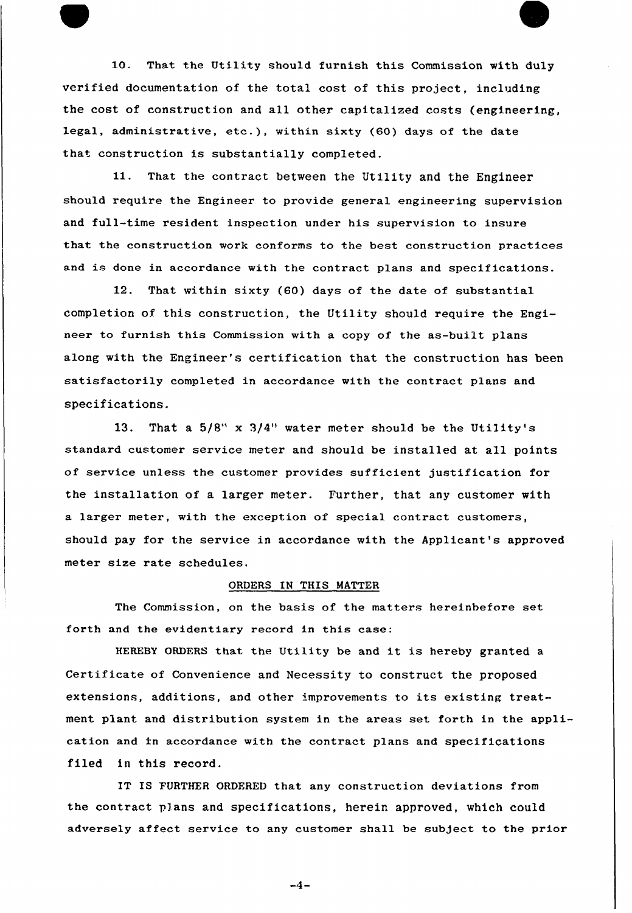10. That the Utility should furnish this Commission with duly verified documentation of the total cost of this project, including the cost of construction and all other capitalized costs (engineering, legal, administrative, etc.), within sixty (60) days of the date that construction is substantially completed.

11. That the contract between the Utility and the Engineer should require the Engineer to provide general engineering supervision and full-time resident inspection under his supervision to insure that the construction work conforms to the best construction practices and is done in accordance with the contract plans and specifications.

12. That within sixty (60) days of the date of substantial completion of this construction, the Utility should require the Engineer to furnish this Commission with a copy of the as-built plans along with the Engineer's certification that the construction has been satisfactorily completed in accordance with the contract plans and specifications.

13. That a 5/8" x 3/4" water meter should be the Utility's standard customer service meter and should be installed at all points of service unless the customer provides sufficient justification for the installation of a larger meter. Further, that any customer with a larger meter, with the exception of special contract customers, should pay for the service in accordance with the Applicant's approved meter size rate schedules.

## ORDERS IN THIS MATTER

The Commission, on the basis of the matters hereinbefore set forth and the evidentiary record in this case:

HEREBY ORDERS that the Utility be and it is hereby granted a Certificate of Convenience and Necessity to construct the proposed extensions, additions, and other improvements to its existing treatment plant and distribution system in the areas set forth in the application and in accordance with the contract plans and specifications filed in this record.

IT IS FURTHER ORDERED that any construction deviations from the contract plans and specifications, herein approved, which could adversely affect service to any customer shall be subject to the prior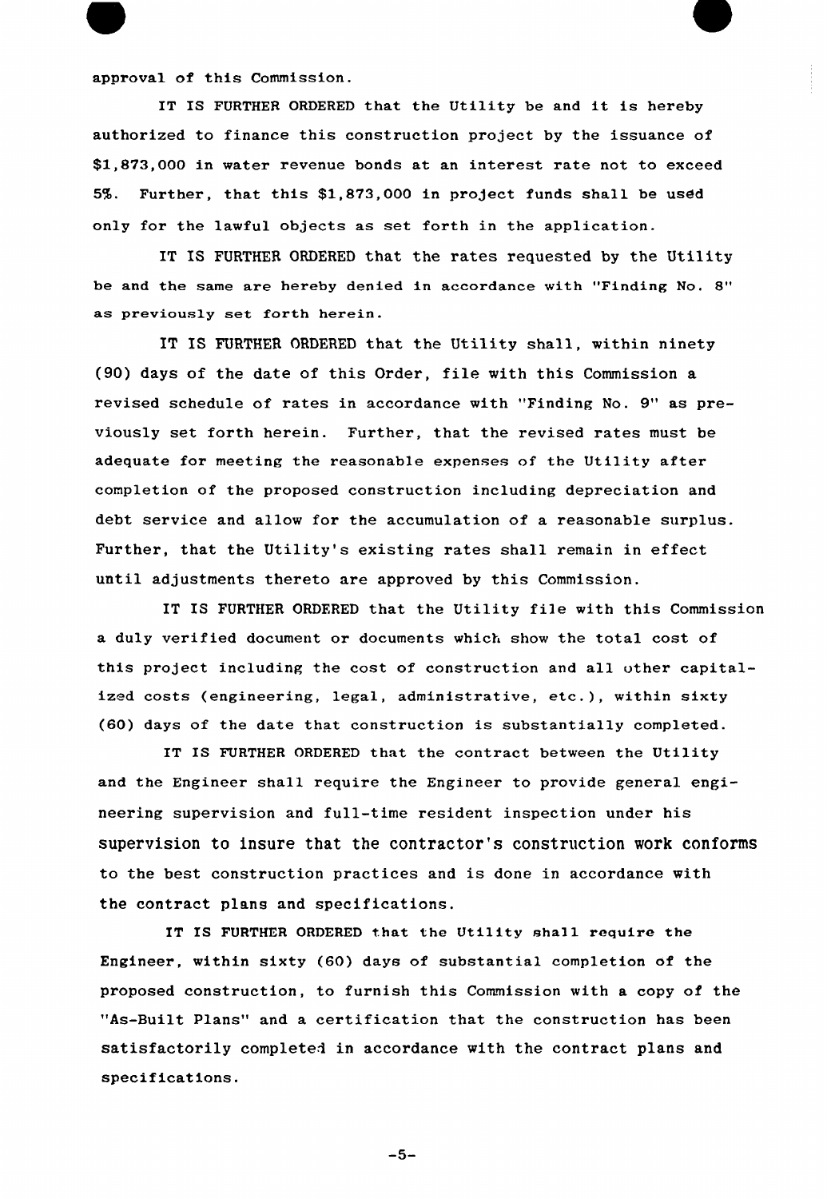approval of this Commission.

IT IS FURTHER ORDERED that the Utility be and it is hereby authorized to finance this construction project by the issuance of $1,873,000 in water revenue bonds at an interest rate not to exceed 5%. Further, that this $1,873,000 in project funds shall be used only for the lawful objects as set forth in the application.

IT IS FURTHER ORDERED that the rates requested by the Utility be and the same are hereby denied in accordance with "Finding No. 8" as previously set forth herein.

IT IS FURTHER ORDERED that the Utility shall, within ninety (90) days of the date of this Order, file with this Commission a revised schedule of rates in accordance with "Finding No. 9" as previously set forth herein. Further, that the revised rates must be adequate for meeting the reasonable expenses of the Utility after completion of the proposed construction including depreciation and debt service and allow for the accumulation of a reasonable surplus. Further, that the Utility's existing rates shall remain in effect until adjustments thereto are approved by this Commission.

IT IS FURTHER ORDERED that the Utility file with this Commission a duly verified document or documents which show the total cost of this project including the cost of construction and all other capitalized costs (engineering, legal, administrative, etc.), within sixty (60) days of the date that construction is substantially completed.

IT IS FURTHER ORDERED that the contract between the Utility and the Engineer shall require the Engineer to provide general engineering supervision and full-time resident inspection under his supervision to insure that the contractor's construction work conforms to the best construction practices and is done in accordance with the contract plans and specifications.

IT IS FURTHER ORDERED that the Utility shall require the Engineer, within sixty (60) days of substantial completion of the proposed construction, to furnish this Commission with a copy of the "As-Built Plans" and a certification that the construction has been satisfactorily completed in accordance with the contract plans and specifications.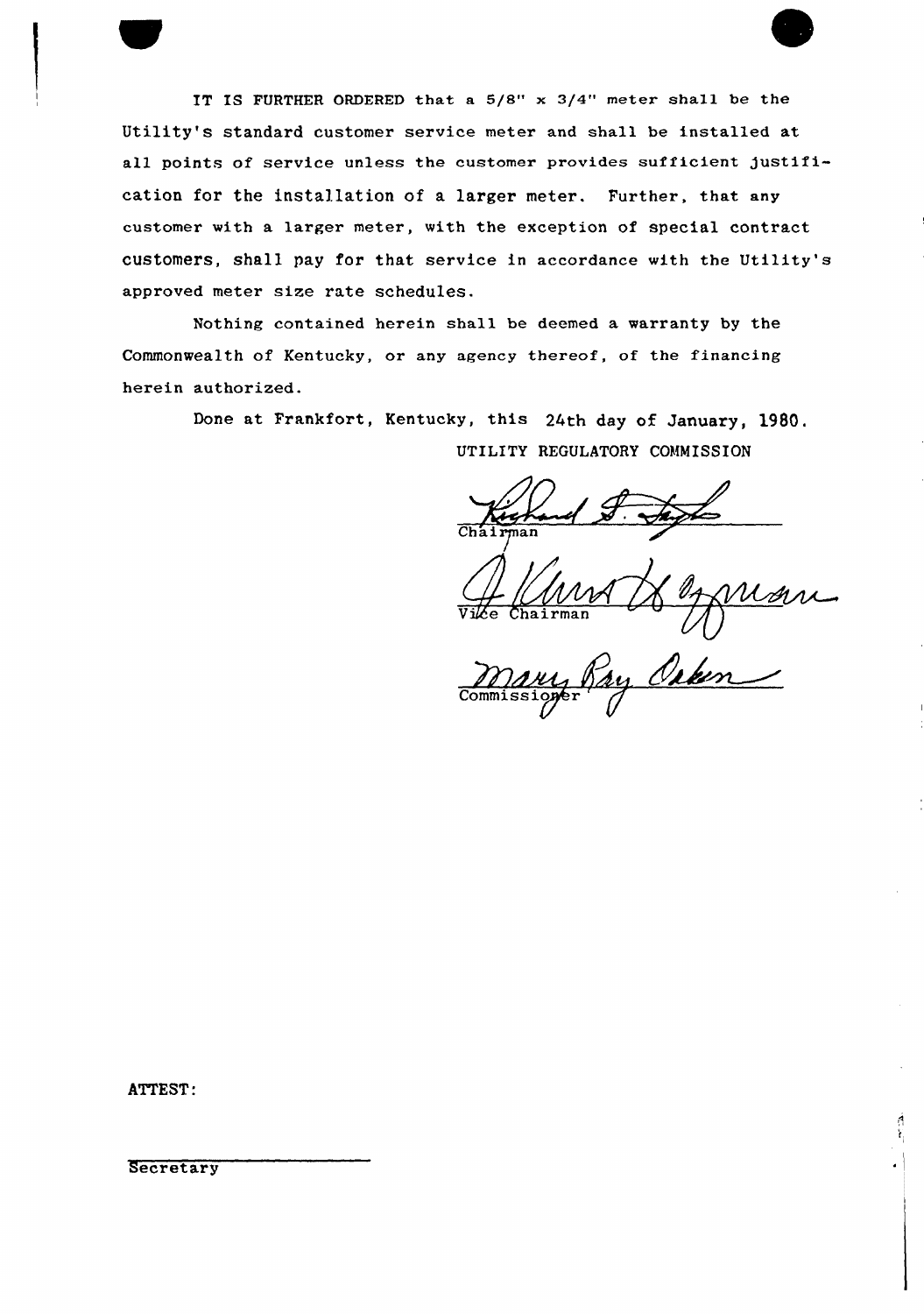IT IS FURTHER ORDERED that a 5/8" x 3/4" meter shall be the Utility's standard customer service meter and shall be installed at all points of service unless the customer provides sufficient justification for the installation of a larger meter. Further, that any customer with a larger meter, with the exception of special contract customers, shall pay for that service in accordance with the Utility's approved meter size rate schedules.

Nothing contained herein shall be deemed a warranty by the Commonwealth of Kentucky, or any agency thereof, of the financing herein authorized.

Done at Frankfort, Kentucky, this 24th day of January, 1980.

UTILITY REGULATORY COMMISSION

Chairman

Vice Chairman

Commissioner

ATTEST:

Secretary